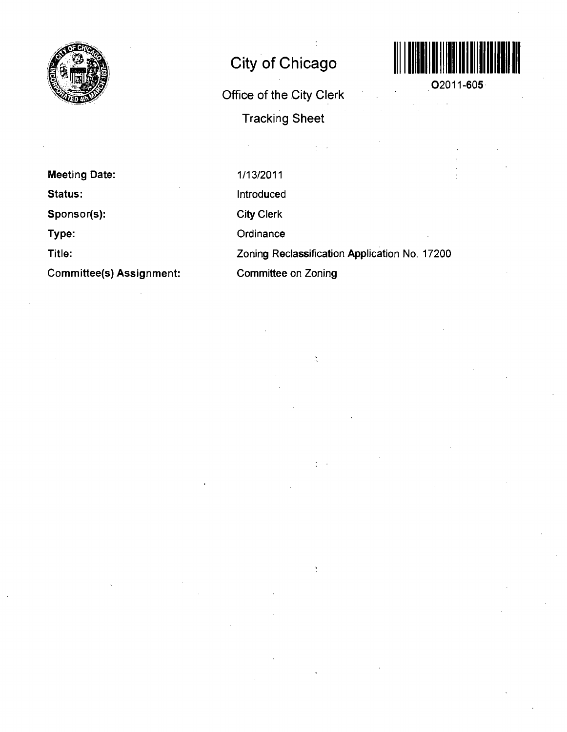# City of Chicago

## Office of the City Clerk

## Tracking Sheet

O2011-605

| | |
|---|---|
| **Meeting Date:** | 1/13/2011 |
| **Status:** | Introduced |
| **Sponsor(s):** | City Clerk |
| **Type:** | Ordinance |
| **Title:** | Zoning Reclassification Application No. 17200 |
| **Committee(s) Assignment:** | Committee on Zoning |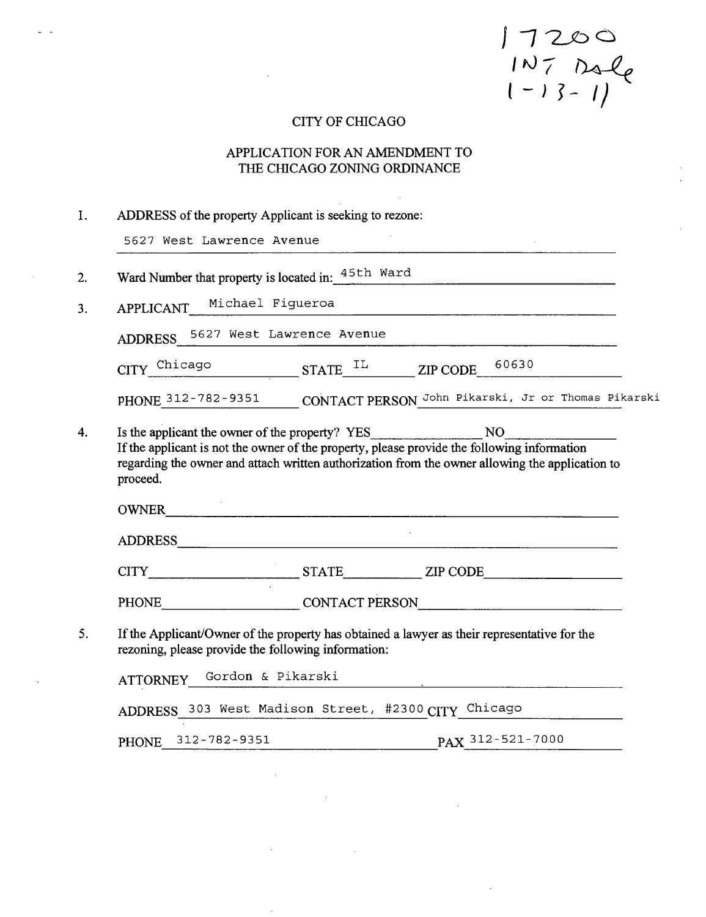17200
INT Date
1-13-11

# CITY OF CHICAGO

## APPLICATION FOR AN AMENDMENT TO THE CHICAGO ZONING ORDINANCE

1. ADDRESS of the property Applicant is seeking to rezone:

   5627 West Lawrence Avenue

2. Ward Number that property is located in: 45th Ward

3. APPLICANT Michael Figueroa

   ADDRESS 5627 West Lawrence Avenue

   CITY Chicago STATE IL ZIP CODE 60630

   PHONE 312-782-9351 CONTACT PERSON John Pikarski, Jr or Thomas Pikarski

4. Is the applicant the owner of the property? YES\_\_\_\_\_\_\_\_ NO\_\_\_\_\_\_\_\_
   If the applicant is not the owner of the property, please provide the following information regarding the owner and attach written authorization from the owner allowing the application to proceed.

   OWNER\_\_\_\_\_\_\_\_\_\_\_\_\_\_\_\_\_\_\_\_

   ADDRESS\_\_\_\_\_\_\_\_\_\_\_\_\_\_\_\_\_\_\_\_

   CITY\_\_\_\_\_\_\_\_ STATE\_\_\_\_\_\_\_\_ ZIP CODE\_\_\_\_\_\_\_\_

   PHONE\_\_\_\_\_\_\_\_ CONTACT PERSON\_\_\_\_\_\_\_\_

5. If the Applicant/Owner of the property has obtained a lawyer as their representative for the rezoning, please provide the following information:

   ATTORNEY Gordon & Pikarski

   ADDRESS 303 West Madison Street, #2300 CITY Chicago

   PHONE 312-782-9351 FAX 312-521-7000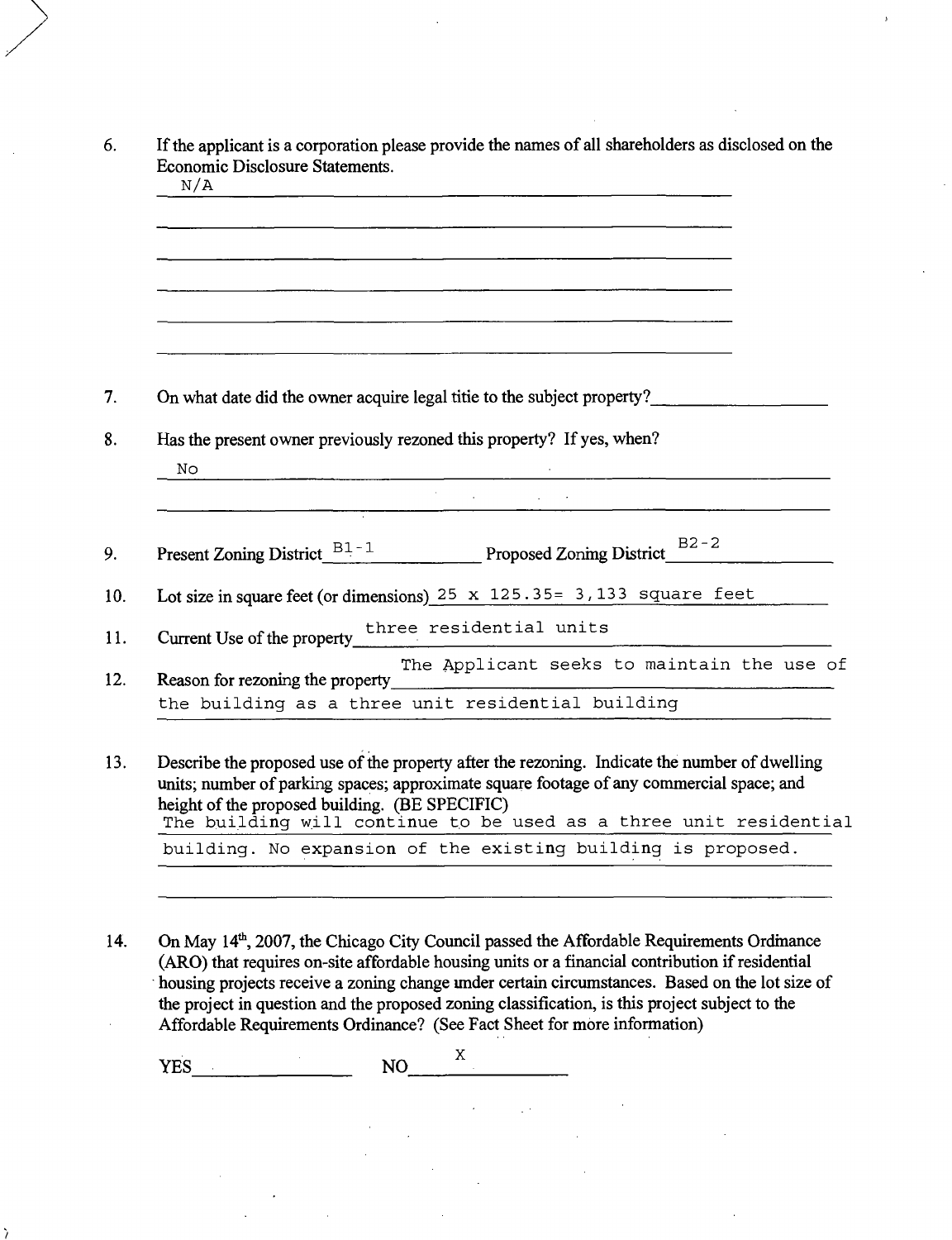6. If the applicant is a corporation please provide the names of all shareholders as disclosed on the Economic Disclosure Statements.

   N/A

7. On what date did the owner acquire legal titie to the subject property? \_\_\_\_\_\_\_\_\_\_

8. Has the present owner previously rezoned this property? If yes, when?

   No

9. Present Zoning District B1-1 Proposed Zoning District B2-2

10. Lot size in square feet (or dimensions) 25 x 125.35= 3,133 square feet

11. Current Use of the property three residential units

12. Reason for rezoning the property The Applicant seeks to maintain the use of the building as a three unit residential building

13. Describe the proposed use of the property after the rezoning. Indicate the number of dwelling units; number of parking spaces; approximate square footage of any commercial space; and height of the proposed building. (BE SPECIFIC)

    The building will continue to be used as a three unit residential building. No expansion of the existing building is proposed.

14. On May 14th, 2007, the Chicago City Council passed the Affordable Requirements Ordinance (ARO) that requires on-site affordable housing units or a financial contribution if residential housing projects receive a zoning change under certain circumstances. Based on the lot size of the project in question and the proposed zoning classification, is this project subject to the Affordable Requirements Ordinance? (See Fact Sheet for more information)

    YES \_\_\_\_\_\_\_\_ NO X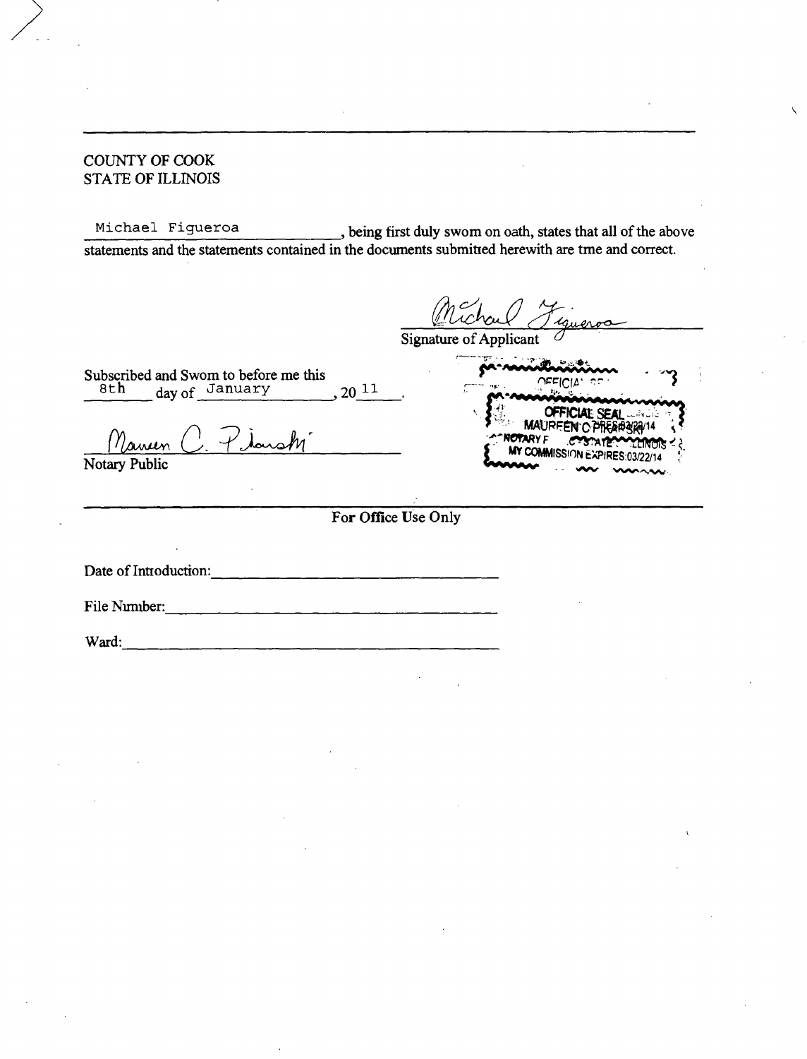COUNTY OF COOK
STATE OF ILLINOIS

Michael Figueroa, being first duly swom on oath, states that all of the above statements and the statements contained in the documents submitted herewith are tme and correct.

Michael Figueroa
Signature of Applicant

Subscribed and Swom to before me this 8th day of January, 20 11.

Maureen C. Pikarski
Notary Public

OFFICIAL SEAL
MAUREEN C PIKARSKI
NOTARY PUBLIC - STATE OF ILLINOIS
MY COMMISSION EXPIRES:03/22/14

---

**For Office Use Only**

Date of Intoduction: ______________________

File Nmnber: ______________________

Ward: ______________________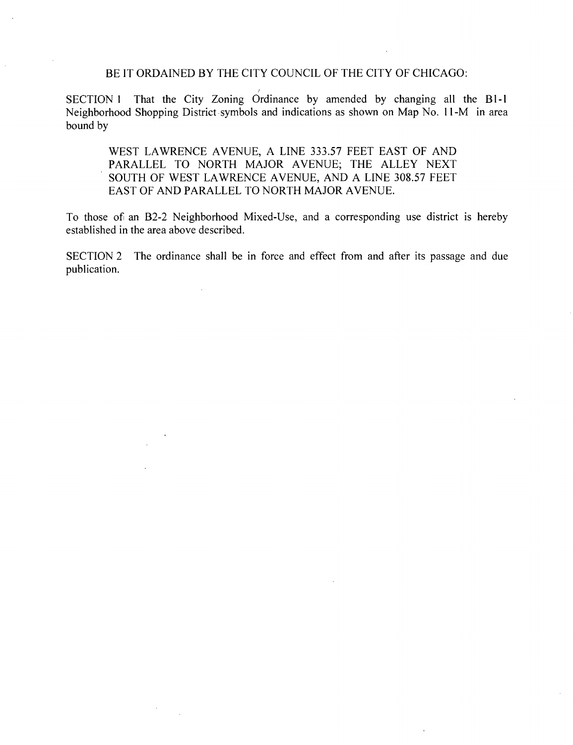BE IT ORDAINED BY THE CITY COUNCIL OF THE CITY OF CHICAGO:

SECTION 1 That the City Zoning Ordinance by amended by changing all the B1-1 Neighborhood Shopping District symbols and indications as shown on Map No. 11-M in area bound by

> WEST LAWRENCE AVENUE, A LINE 333.57 FEET EAST OF AND PARALLEL TO NORTH MAJOR AVENUE; THE ALLEY NEXT SOUTH OF WEST LAWRENCE AVENUE, AND A LINE 308.57 FEET EAST OF AND PARALLEL TO NORTH MAJOR AVENUE.

To those of an B2-2 Neighborhood Mixed-Use, and a corresponding use district is hereby established in the area above described.

SECTION 2 The ordinance shall be in force and effect from and after its passage and due publication.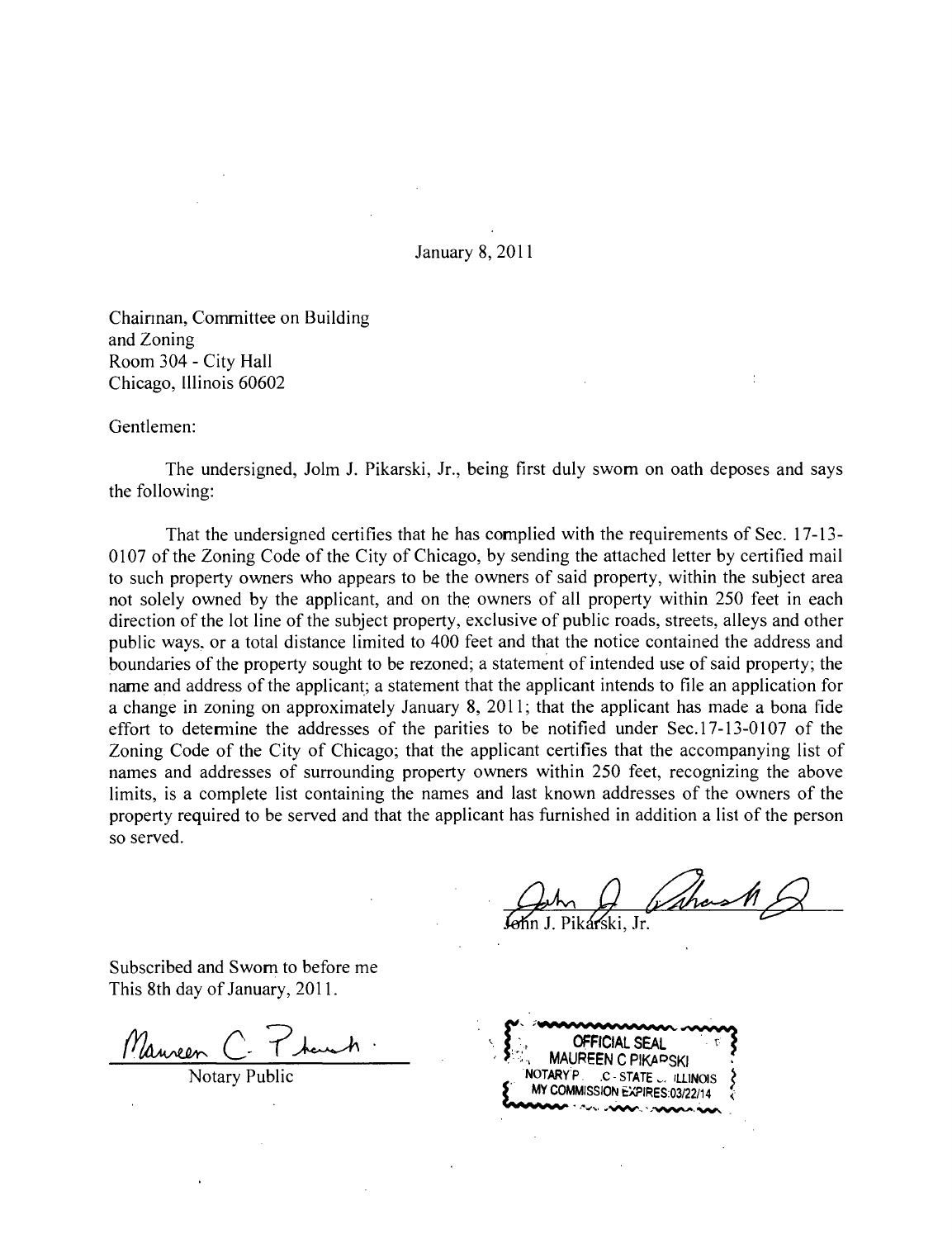January 8, 2011

Chainnan, Committee on Building
and Zoning
Room 304 - City Hall
Chicago, Illinois 60602

Gentlemen:

The undersigned, Jolm J. Pikarski, Jr., being first duly swom on oath deposes and says the following:

That the undersigned certifies that he has complied with the requirements of Sec. 17-13-0107 of the Zoning Code of the City of Chicago, by sending the attached letter by certified mail to such property owners who appears to be the owners of said property, within the subject area not solely owned by the applicant, and on the owners of all property within 250 feet in each direction of the lot line of the subject property, exclusive of public roads, streets, alleys and other public ways, or a total distance limited to 400 feet and that the notice contained the address and boundaries of the property sought to be rezoned; a statement of intended use of said property; the name and address of the applicant; a statement that the applicant intends to file an application for a change in zoning on approximately January 8, 2011; that the applicant has made a bona fide effort to determine the addresses of the parities to be notified under Sec.17-13-0107 of the Zoning Code of the City of Chicago; that the applicant certifies that the accompanying list of names and addresses of surrounding property owners within 250 feet, recognizing the above limits, is a complete list containing the names and last known addresses of the owners of the property required to be served and that the applicant has furnished in addition a list of the person so served.

John J. Pikarski, Jr.

Subscribed and Swom to before me
This 8th day of January, 2011.

Notary Public

OFFICIAL SEAL
MAUREEN C PIKARSKI
NOTARY PUBLIC - STATE OF ILLINOIS
MY COMMISSION EXPIRES:03/22/14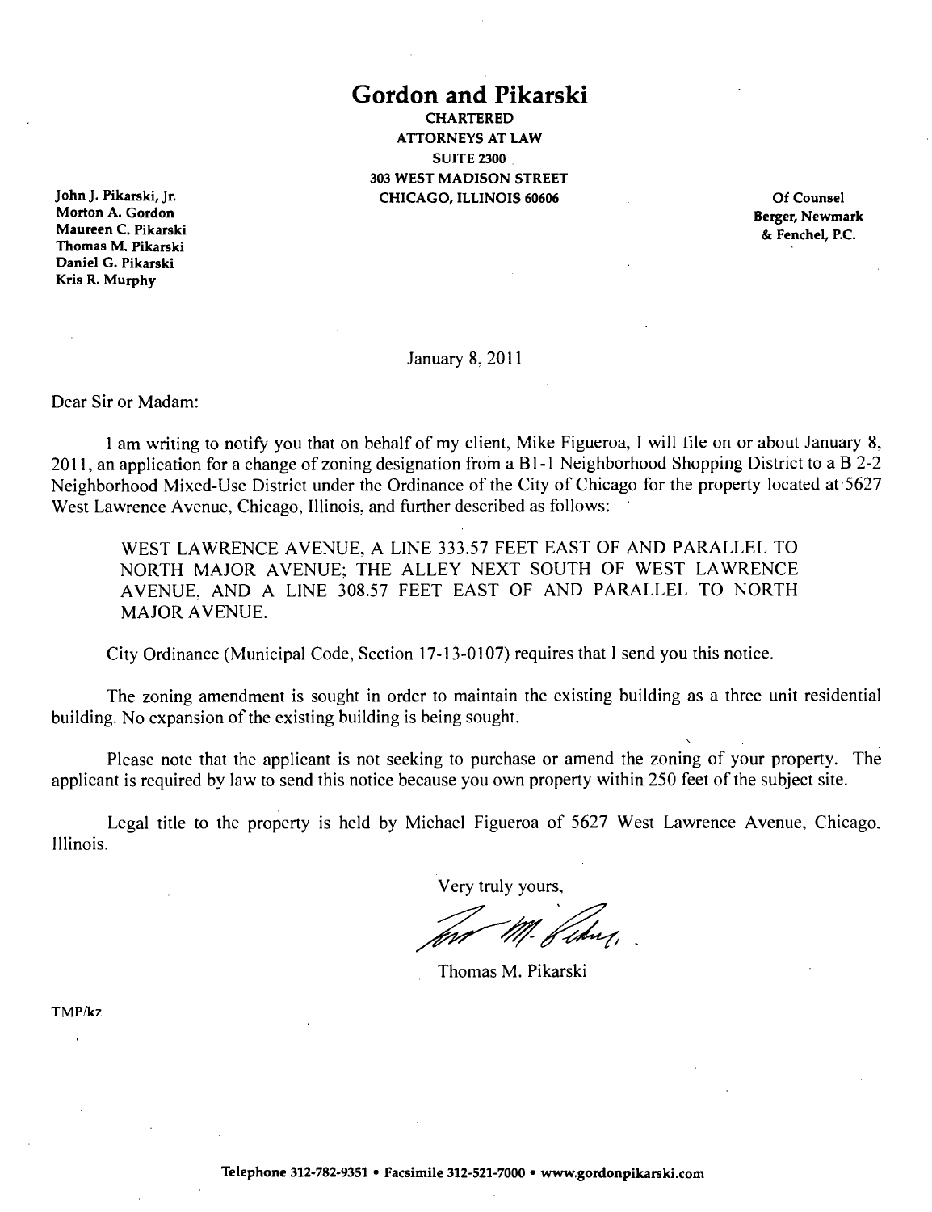# Gordon and Pikarski

**CHARTERED**
**ATTORNEYS AT LAW**
**SUITE 2300**
**303 WEST MADISON STREET**
**CHICAGO, ILLINOIS 60606**

**John J. Pikarski, Jr.**
**Morton A. Gordon**
**Maureen C. Pikarski**
**Thomas M. Pikarski**
**Daniel G. Pikarski**
**Kris R. Murphy**

**Of Counsel**
**Berger, Newmark**
**& Fenchel, P.C.**

January 8, 2011

Dear Sir or Madam:

I am writing to notify you that on behalf of my client, Mike Figueroa, I will file on or about January 8, 2011, an application for a change of zoning designation from a B1-1 Neighborhood Shopping District to a B 2-2 Neighborhood Mixed-Use District under the Ordinance of the City of Chicago for the property located at 5627 West Lawrence Avenue, Chicago, Illinois, and further described as follows:

> WEST LAWRENCE AVENUE, A LINE 333.57 FEET EAST OF AND PARALLEL TO NORTH MAJOR AVENUE; THE ALLEY NEXT SOUTH OF WEST LAWRENCE AVENUE, AND A LINE 308.57 FEET EAST OF AND PARALLEL TO NORTH MAJOR AVENUE.

City Ordinance (Municipal Code, Section 17-13-0107) requires that I send you this notice.

The zoning amendment is sought in order to maintain the existing building as a three unit residential building. No expansion of the existing building is being sought.

Please note that the applicant is not seeking to purchase or amend the zoning of your property. The applicant is required by law to send this notice because you own property within 250 feet of the subject site.

Legal title to the property is held by Michael Figueroa of 5627 West Lawrence Avenue, Chicago, Illinois.

Very truly yours,

Thomas M. Pikarski

TMP/kz

**Telephone 312-782-9351 • Facsimile 312-521-7000 • www.gordonpikarski.com**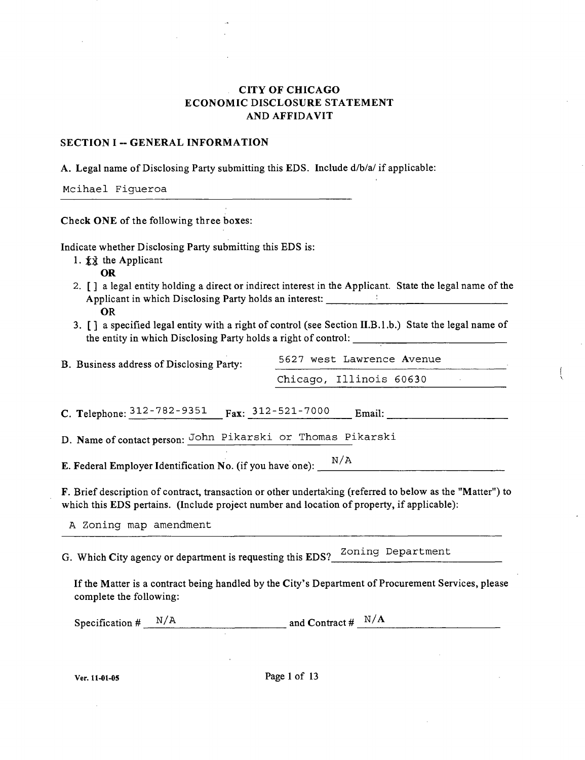# CITY OF CHICAGO
# ECONOMIC DISCLOSURE STATEMENT
# AND AFFIDAVIT

## SECTION I -- GENERAL INFORMATION

A. Legal name of Disclosing Party submitting this EDS. Include d/b/a/ if applicable:

Mcihael Figueroa

**Check ONE** of the following three boxes:

Indicate whether Disclosing Party submitting this EDS is:

1. [x] the Applicant
   **OR**
2. [ ] a legal entity holding a direct or indirect interest in the Applicant. State the legal name of the Applicant in which Disclosing Party holds an interest: ______________
   **OR**
3. [ ] a specified legal entity with a right of control (see Section II.B.1.b.) State the legal name of the entity in which Disclosing Party holds a right of control: ______________

B. Business address of Disclosing Party: 5627 west Lawrence Avenue
Chicago, Illinois 60630

C. Telephone: 312-782-9351 Fax: 312-521-7000 Email: ______________

D. Name of contact person: John Pikarski or Thomas Pikarski

E. Federal Employer Identification No. (if you have one): N/A

F. Brief description of contract, transaction or other undertaking (referred to below as the "Matter") to which this EDS pertains. (Include project number and location of property, if applicable):

A Zoning map amendment

G. Which City agency or department is requesting this EDS? Zoning Department

If the Matter is a contract being handled by the City's Department of Procurement Services, please complete the following:

Specification # N/A and Contract # N/A

Ver. 11-01-05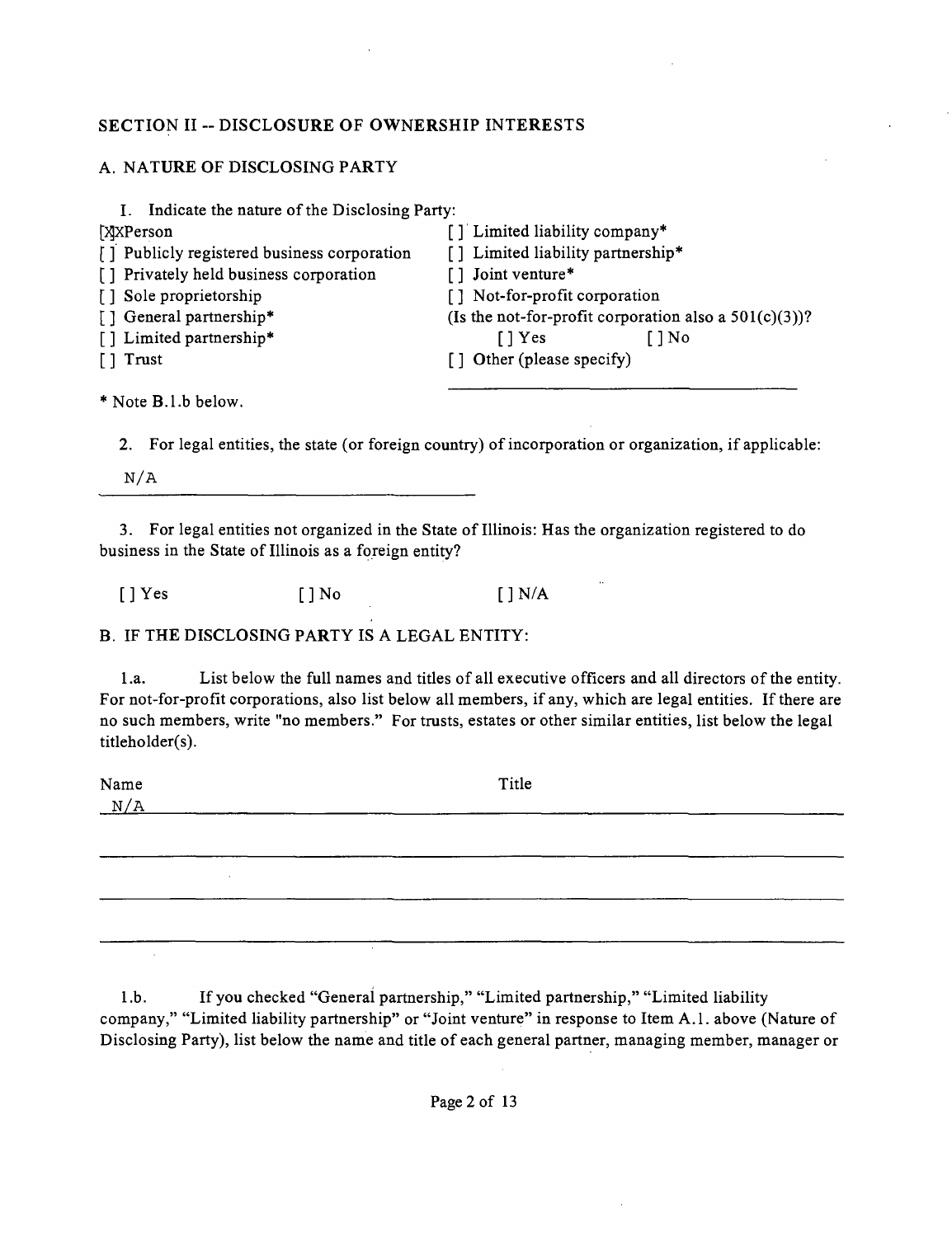## SECTION II -- DISCLOSURE OF OWNERSHIP INTERESTS

### A. NATURE OF DISCLOSING PARTY

1. Indicate the nature of the Disclosing Party:

[X] Person
[ ] Publicly registered business corporation
[ ] Privately held business corporation
[ ] Sole proprietorship
[ ] General partnership*
[ ] Limited partnership*
[ ] Trust
[ ] Limited liability company*
[ ] Limited liability partnership*
[ ] Joint venture*
[ ] Not-for-profit corporation
(Is the not-for-profit corporation also a 501(c)(3))?
[ ] Yes [ ] No
[ ] Other (please specify)

\* Note B.1.b below.

2. For legal entities, the state (or foreign country) of incorporation or organization, if applicable:

N/A

3. For legal entities not organized in the State of Illinois: Has the organization registered to do business in the State of Illinois as a foreign entity?

[ ] Yes [ ] No [ ] N/A

### B. IF THE DISCLOSING PARTY IS A LEGAL ENTITY:

1.a. List below the full names and titles of all executive officers and all directors of the entity. For not-for-profit corporations, also list below all members, if any, which are legal entities. If there are no such members, write "no members." For trusts, estates or other similar entities, list below the legal titleholder(s).

| Name | Title |
| --- | --- |
| N/A | |

1.b. If you checked "General partnership," "Limited partnership," "Limited liability company," "Limited liability partnership" or "Joint venture" in response to Item A.1. above (Nature of Disclosing Party), list below the name and title of each general partner, managing member, manager or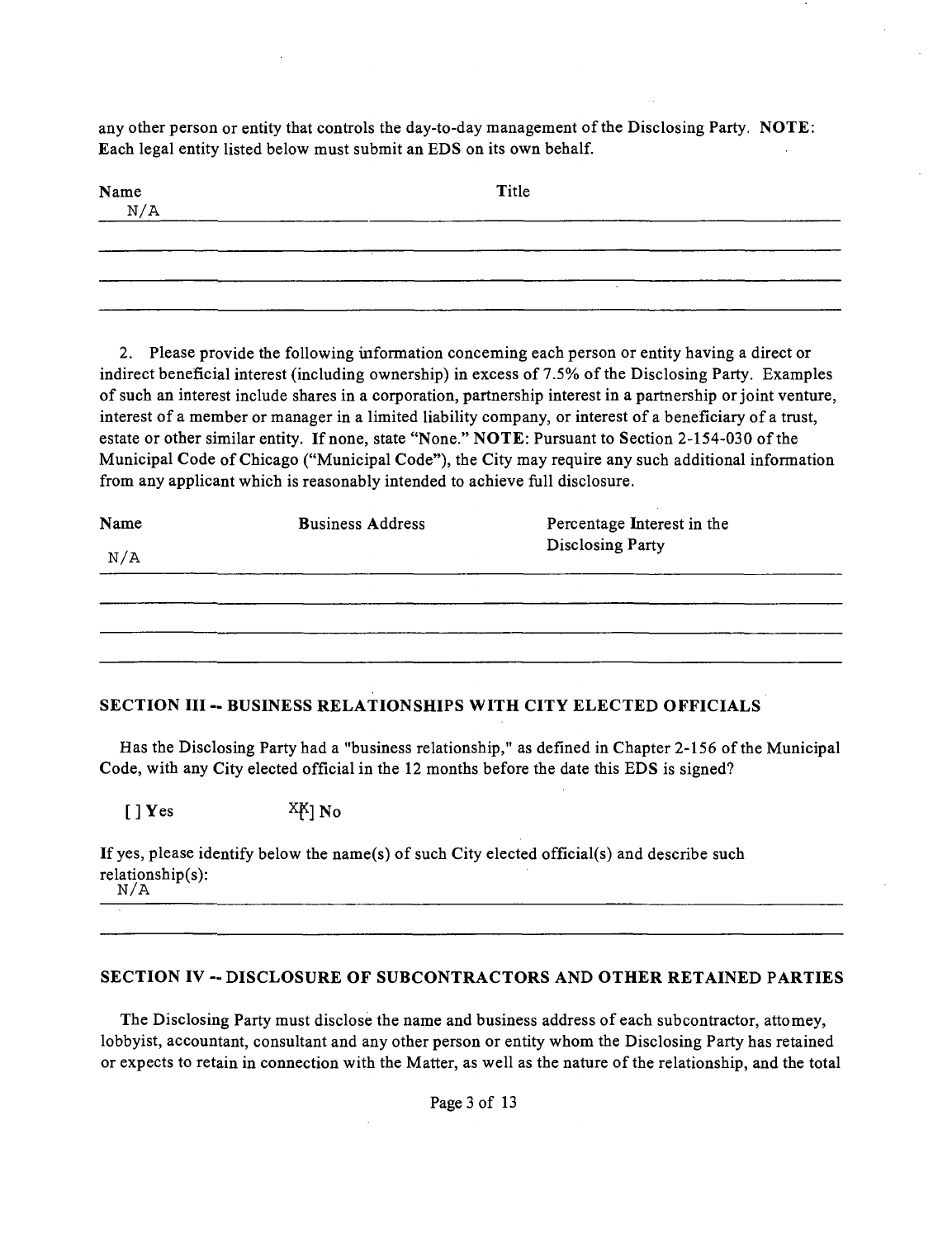any other person or entity that controls the day-to-day management of the Disclosing Party. **NOTE**: Each legal entity listed below must submit an EDS on its own behalf.

| Name | Title |
| --- | --- |
| N/A | |
| | |
| | |
| | |

2. Please provide the following information concerning each person or entity having a direct or indirect beneficial interest (including ownership) in excess of 7.5% of the Disclosing Party. Examples of such an interest include shares in a corporation, partnership interest in a partnership or joint venture, interest of a member or manager in a limited liability company, or interest of a beneficiary of a trust, estate or other similar entity. If none, state "None." **NOTE**: Pursuant to Section 2-154-030 of the Municipal Code of Chicago ("Municipal Code"), the City may require any such additional information from any applicant which is reasonably intended to achieve full disclosure.

| Name | Business Address | Percentage Interest in the Disclosing Party |
| --- | --- | --- |
| N/A | | |
| | | |
| | | |
| | | |

## SECTION III -- BUSINESS RELATIONSHIPS WITH CITY ELECTED OFFICIALS

Has the Disclosing Party had a "business relationship," as defined in Chapter 2-156 of the Municipal Code, with any City elected official in the 12 months before the date this EDS is signed?

[ ] Yes     [X] No

If yes, please identify below the name(s) of such City elected official(s) and describe such relationship(s):
N/A

## SECTION IV -- DISCLOSURE OF SUBCONTRACTORS AND OTHER RETAINED PARTIES

The Disclosing Party must disclose the name and business address of each subcontractor, attorney, lobbyist, accountant, consultant and any other person or entity whom the Disclosing Party has retained or expects to retain in connection with the Matter, as well as the nature of the relationship, and the total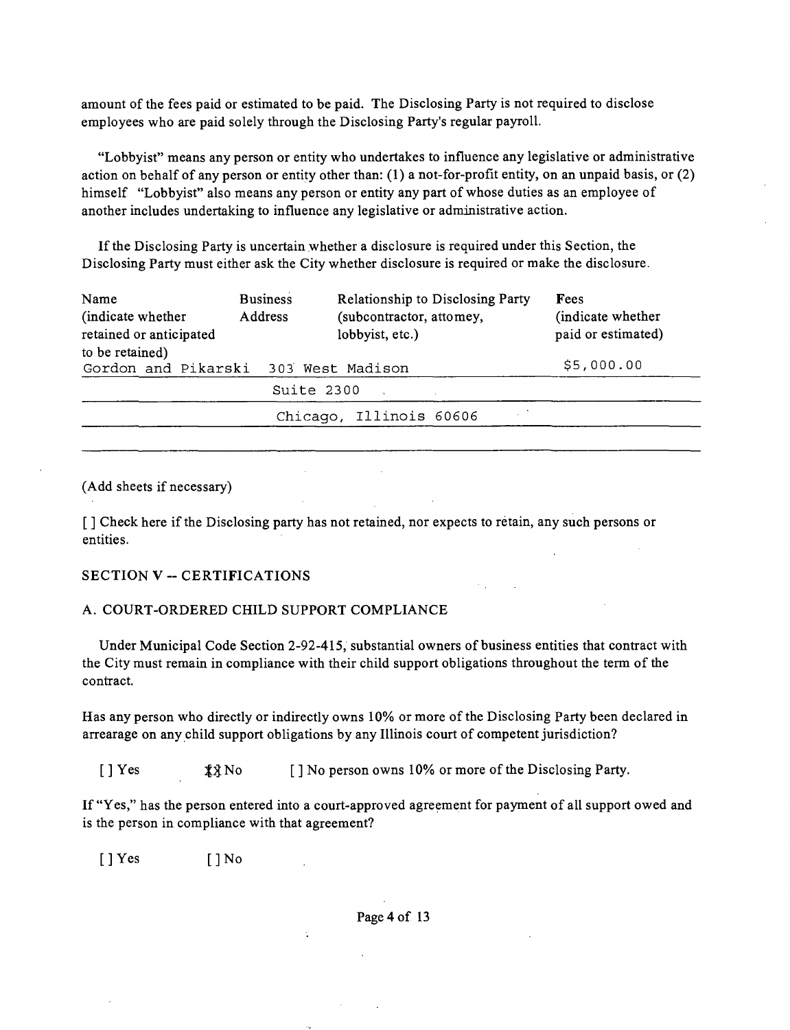amount of the fees paid or estimated to be paid. The Disclosing Party is not required to disclose employees who are paid solely through the Disclosing Party's regular payroll.

"Lobbyist" means any person or entity who undertakes to influence any legislative or administrative action on behalf of any person or entity other than: (1) a not-for-profit entity, on an unpaid basis, or (2) himself "Lobbyist" also means any person or entity any part of whose duties as an employee of another includes undertaking to influence any legislative or administrative action.

If the Disclosing Party is uncertain whether a disclosure is required under this Section, the Disclosing Party must either ask the City whether disclosure is required or make the disclosure.

| Name (indicate whether retained or anticipated to be retained) | Business Address | Relationship to Disclosing Party (subcontractor, attorney, lobbyist, etc.) | Fees (indicate whether paid or estimated) |
|---|---|---|---|
| Gordon and Pikarski | 303 West Madison Suite 2300 Chicago, Illinois 60606 | | $5,000.00 |

(Add sheets if necessary)

[ ] Check here if the Disclosing party has not retained, nor expects to retain, any such persons or entities.

## SECTION V -- CERTIFICATIONS

### A. COURT-ORDERED CHILD SUPPORT COMPLIANCE

Under Municipal Code Section 2-92-415, substantial owners of business entities that contract with the City must remain in compliance with their child support obligations throughout the term of the contract.

Has any person who directly or indirectly owns 10% or more of the Disclosing Party been declared in arrearage on any child support obligations by any Illinois court of competent jurisdiction?

[ ] Yes [X] No [ ] No person owns 10% or more of the Disclosing Party.

If "Yes," has the person entered into a court-approved agreement for payment of all support owed and is the person in compliance with that agreement?

[ ] Yes [ ] No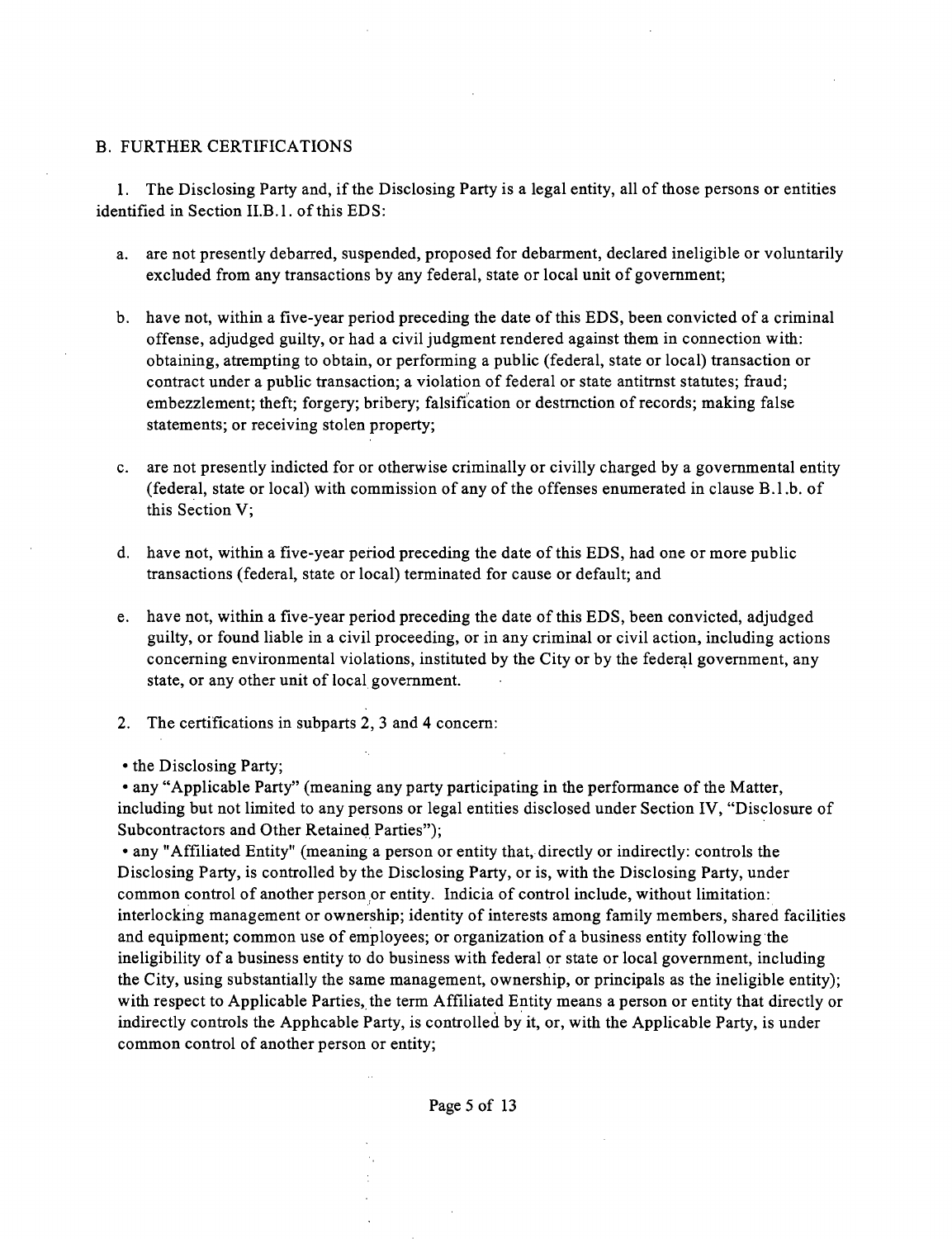## B. FURTHER CERTIFICATIONS

1. The Disclosing Party and, if the Disclosing Party is a legal entity, all of those persons or entities identified in Section II.B.1. of this EDS:

   a. are not presently debarred, suspended, proposed for debarment, declared ineligible or voluntarily excluded from any transactions by any federal, state or local unit of government;

   b. have not, within a five-year period preceding the date of this EDS, been convicted of a criminal offense, adjudged guilty, or had a civil judgment rendered against them in connection with: obtaining, atrempting to obtain, or performing a public (federal, state or local) transaction or contract under a public transaction; a violation of federal or state antitrnst statutes; fraud; embezzlement; theft; forgery; bribery; falsification or destrnction of records; making false statements; or receiving stolen property;

   c. are not presently indicted for or otherwise criminally or civilly charged by a governmental entity (federal, state or local) with commission of any of the offenses enumerated in clause B.1.b. of this Section V;

   d. have not, within a five-year period preceding the date of this EDS, had one or more public transactions (federal, state or local) terminated for cause or default; and

   e. have not, within a five-year period preceding the date of this EDS, been convicted, adjudged guilty, or found liable in a civil proceeding, or in any criminal or civil action, including actions concerning environmental violations, instituted by the City or by the federal government, any state, or any other unit of local government.

2. The certifications in subparts 2, 3 and 4 concern:

- the Disclosing Party;
- any "Applicable Party" (meaning any party participating in the performance of the Matter, including but not limited to any persons or legal entities disclosed under Section IV, "Disclosure of Subcontractors and Other Retained Parties");
- any "Affiliated Entity" (meaning a person or entity that, directly or indirectly: controls the Disclosing Party, is controlled by the Disclosing Party, or is, with the Disclosing Party, under common control of another person or entity. Indicia of control include, without limitation: interlocking management or ownership; identity of interests among family members, shared facilities and equipment; common use of employees; or organization of a business entity following the ineligibility of a business entity to do business with federal or state or local government, including the City, using substantially the same management, ownership, or principals as the ineligible entity); with respect to Applicable Parties, the term Affiliated Entity means a person or entity that directly or indirectly controls the Apphcable Party, is controlled by it, or, with the Applicable Party, is under common control of another person or entity;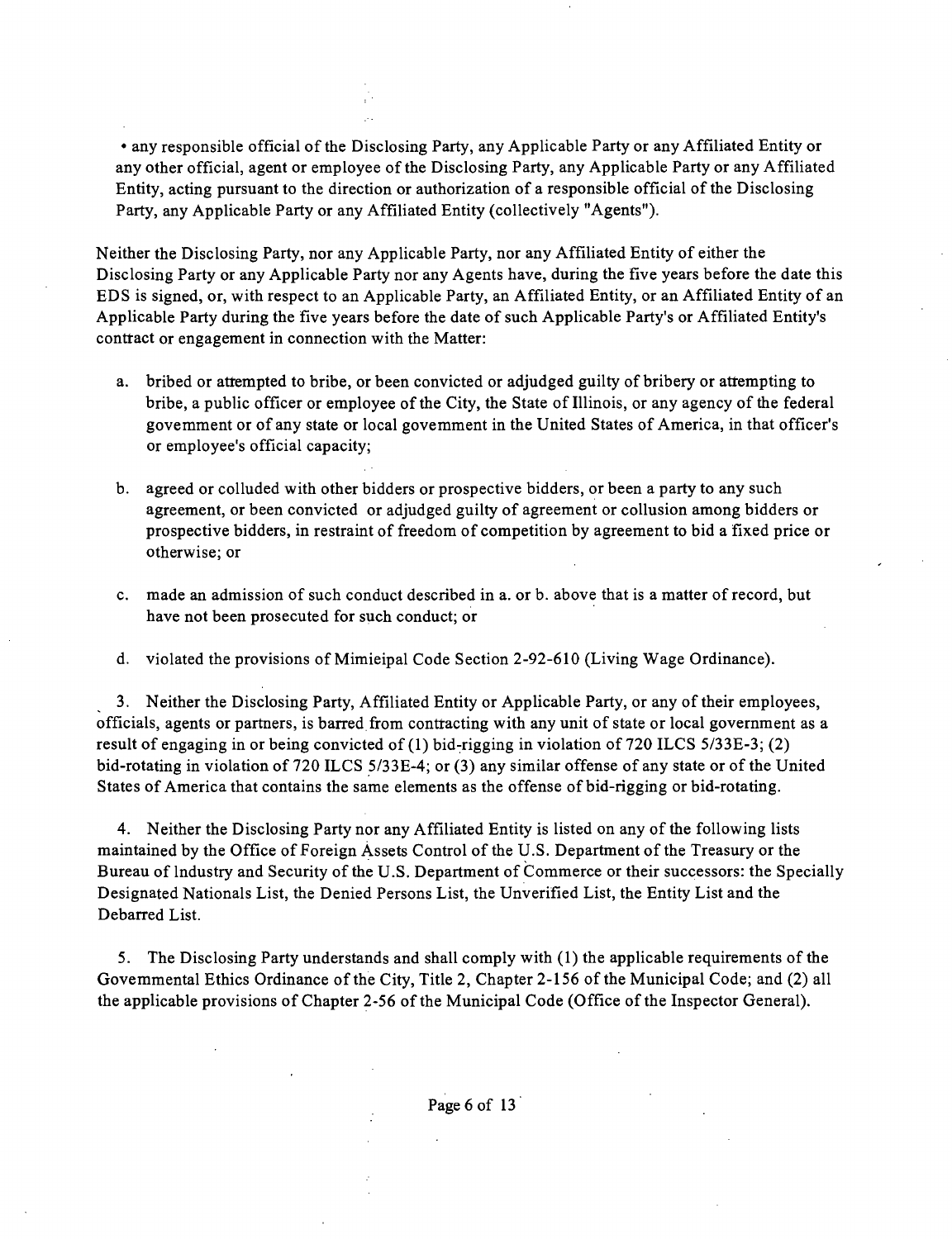• any responsible official of the Disclosing Party, any Applicable Party or any Affiliated Entity or any other official, agent or employee of the Disclosing Party, any Applicable Party or any Affiliated Entity, acting pursuant to the direction or authorization of a responsible official of the Disclosing Party, any Applicable Party or any Affiliated Entity (collectively "Agents").

Neither the Disclosing Party, nor any Applicable Party, nor any Affiliated Entity of either the Disclosing Party or any Applicable Party nor any Agents have, during the five years before the date this EDS is signed, or, with respect to an Applicable Party, an Affiliated Entity, or an Affiliated Entity of an Applicable Party during the five years before the date of such Applicable Party's or Affiliated Entity's contract or engagement in connection with the Matter:

a. bribed or attempted to bribe, or been convicted or adjudged guilty of bribery or attempting to bribe, a public officer or employee of the City, the State of Illinois, or any agency of the federal govemment or of any state or local govemment in the United States of America, in that officer's or employee's official capacity;

b. agreed or colluded with other bidders or prospective bidders, or been a party to any such agreement, or been convicted or adjudged guilty of agreement or collusion among bidders or prospective bidders, in restraint of freedom of competition by agreement to bid a fixed price or otherwise; or

c. made an admission of such conduct described in a. or b. above that is a matter of record, but have not been prosecuted for such conduct; or

d. violated the provisions of Mimieipal Code Section 2-92-610 (Living Wage Ordinance).

3. Neither the Disclosing Party, Affiliated Entity or Applicable Party, or any of their employees, officials, agents or partners, is barred from contracting with any unit of state or local government as a result of engaging in or being convicted of (1) bid-rigging in violation of 720 ILCS 5/33E-3; (2) bid-rotating in violation of 720 ILCS 5/33E-4; or (3) any similar offense of any state or of the United States of America that contains the same elements as the offense of bid-rigging or bid-rotating.

4. Neither the Disclosing Party nor any Affiliated Entity is listed on any of the following lists maintained by the Office of Foreign Assets Control of the U.S. Department of the Treasury or the Bureau of Industry and Security of the U.S. Department of Commerce or their successors: the Specially Designated Nationals List, the Denied Persons List, the Unverified List, the Entity List and the Debarred List.

5. The Disclosing Party understands and shall comply with (1) the applicable requirements of the Govemmental Ethics Ordinance of the City, Title 2, Chapter 2-156 of the Municipal Code; and (2) all the applicable provisions of Chapter 2-56 of the Municipal Code (Office of the Inspector General).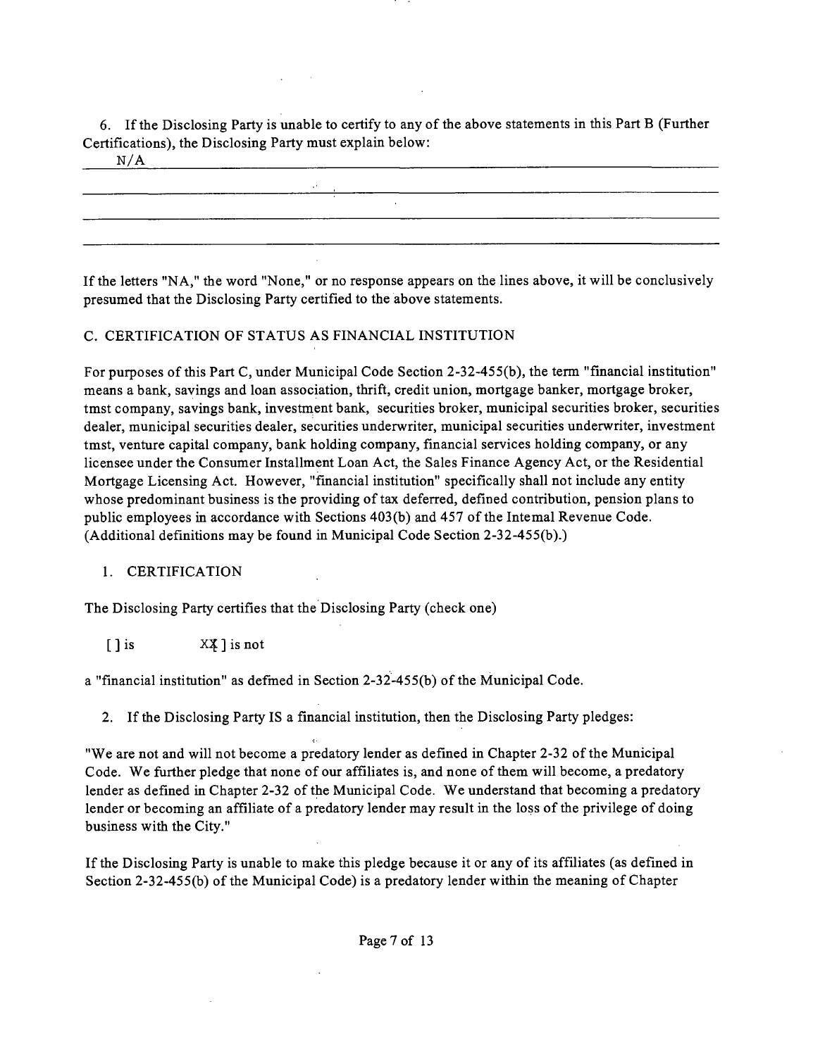6. If the Disclosing Party is unable to certify to any of the above statements in this Part B (Further Certifications), the Disclosing Party must explain below:

N/A

If the letters "NA," the word "None," or no response appears on the lines above, it will be conclusively presumed that the Disclosing Party certified to the above statements.

C. CERTIFICATION OF STATUS AS FINANCIAL INSTITUTION

For purposes of this Part C, under Municipal Code Section 2-32-455(b), the term "financial institution" means a bank, savings and loan association, thrift, credit union, mortgage banker, mortgage broker, tmst company, savings bank, investment bank, securities broker, municipal securities broker, securities dealer, municipal securities dealer, securities underwriter, municipal securities underwriter, investment tmst, venture capital company, bank holding company, financial services holding company, or any licensee under the Consumer Installment Loan Act, the Sales Finance Agency Act, or the Residential Mortgage Licensing Act. However, "financial institution" specifically shall not include any entity whose predominant business is the providing of tax deferred, defined contribution, pension plans to public employees in accordance with Sections 403(b) and 457 of the Intemal Revenue Code. (Additional definitions may be found in Municipal Code Section 2-32-455(b).)

1. CERTIFICATION

The Disclosing Party certifies that the Disclosing Party (check one)

[ ] is [X] is not

a "financial institution" as defmed in Section 2-32-455(b) of the Municipal Code.

2. If the Disclosing Party IS a financial institution, then the Disclosing Party pledges:

"We are not and will not become a predatory lender as defined in Chapter 2-32 of the Municipal Code. We further pledge that none of our affiliates is, and none of them will become, a predatory lender as defined in Chapter 2-32 of the Municipal Code. We understand that becoming a predatory lender or becoming an affiliate of a predatory lender may result in the loss of the privilege of doing business with the City."

If the Disclosing Party is unable to make this pledge because it or any of its affiliates (as defined in Section 2-32-455(b) of the Municipal Code) is a predatory lender within the meaning of Chapter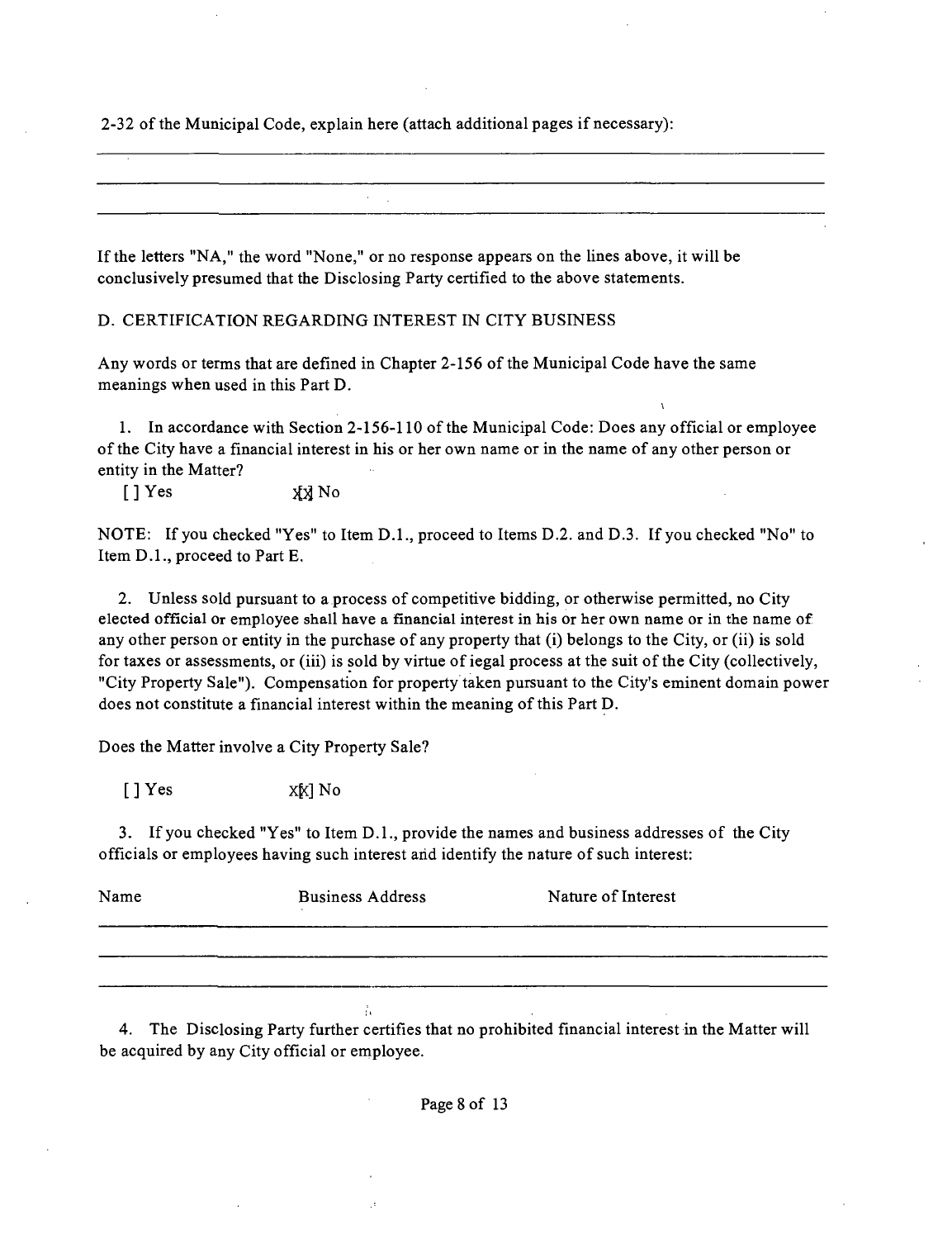2-32 of the Municipal Code, explain here (attach additional pages if necessary):

\_\_\_\_\_\_\_\_\_\_\_\_\_\_\_\_\_\_\_\_\_\_\_\_\_\_\_\_\_\_\_\_\_\_\_\_\_\_\_\_\_\_\_\_\_\_\_\_\_\_\_\_\_\_\_\_\_\_\_\_

\_\_\_\_\_\_\_\_\_\_\_\_\_\_\_\_\_\_\_\_\_\_\_\_\_\_\_\_\_\_\_\_\_\_\_\_\_\_\_\_\_\_\_\_\_\_\_\_\_\_\_\_\_\_\_\_\_\_\_\_

\_\_\_\_\_\_\_\_\_\_\_\_\_\_\_\_\_\_\_\_\_\_\_\_\_\_\_\_\_\_\_\_\_\_\_\_\_\_\_\_\_\_\_\_\_\_\_\_\_\_\_\_\_\_\_\_\_\_\_\_

If the letters "NA," the word "None," or no response appears on the lines above, it will be conclusively presumed that the Disclosing Party certified to the above statements.

D. CERTIFICATION REGARDING INTEREST IN CITY BUSINESS

Any words or terms that are defined in Chapter 2-156 of the Municipal Code have the same meanings when used in this Part D.

1. In accordance with Section 2-156-110 of the Municipal Code: Does any official or employee of the City have a financial interest in his or her own name or in the name of any other person or entity in the Matter?

[ ] Yes [X] No

NOTE: If you checked "Yes" to Item D.1., proceed to Items D.2. and D.3. If you checked "No" to Item D.1., proceed to Part E.

2. Unless sold pursuant to a process of competitive bidding, or otherwise permitted, no City elected official or employee shall have a financial interest in his or her own name or in the name of any other person or entity in the purchase of any property that (i) belongs to the City, or (ii) is sold for taxes or assessments, or (iii) is sold by virtue of legal process at the suit of the City (collectively, "City Property Sale"). Compensation for property taken pursuant to the City's eminent domain power does not constitute a financial interest within the meaning of this Part D.

Does the Matter involve a City Property Sale?

[ ] Yes [X] No

3. If you checked "Yes" to Item D.1., provide the names and business addresses of the City officials or employees having such interest and identify the nature of such interest:

| Name | Business Address | Nature of Interest |
|---|---|---|
| | | |
| | | |
| | | |

4. The Disclosing Party further certifies that no prohibited financial interest in the Matter will be acquired by any City official or employee.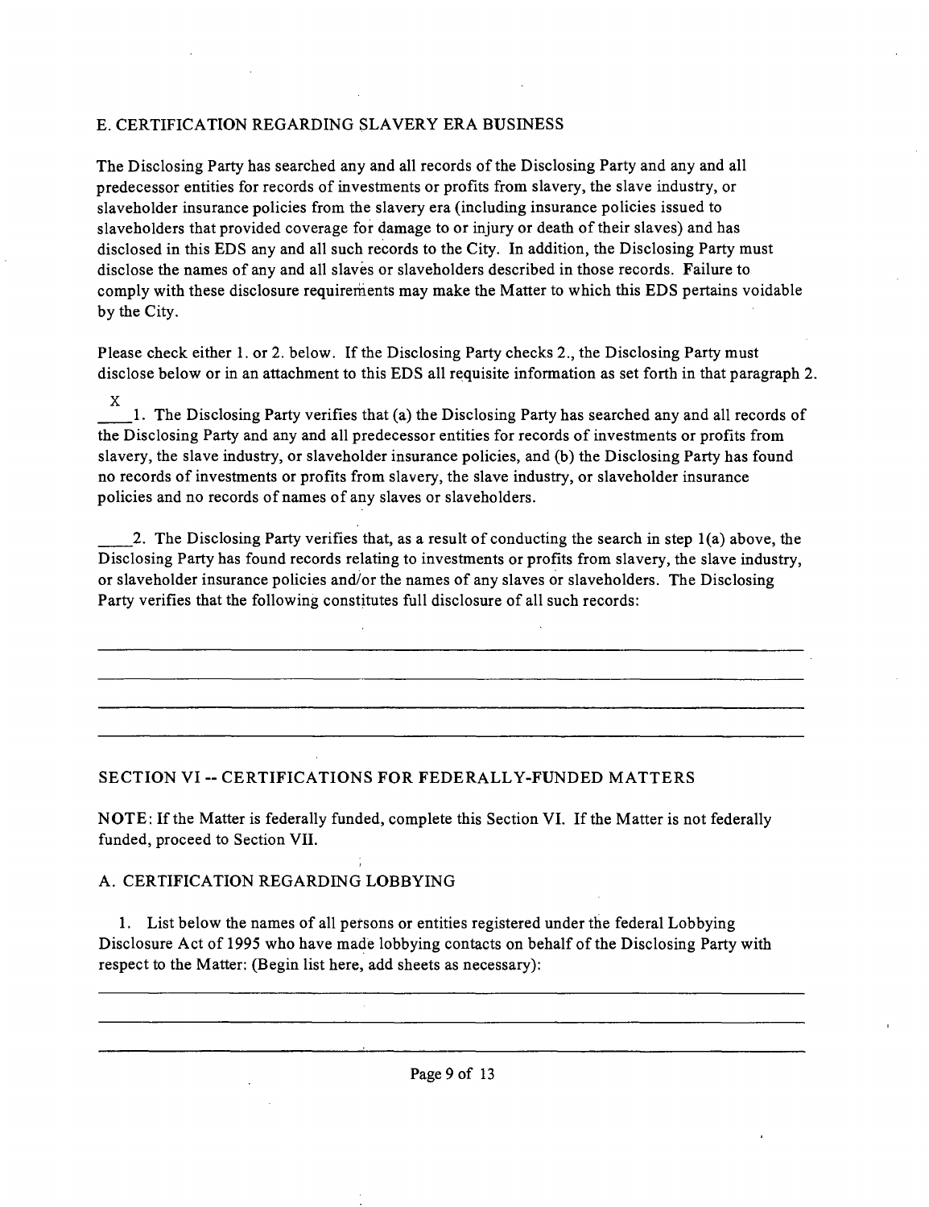### E. CERTIFICATION REGARDING SLAVERY ERA BUSINESS

The Disclosing Party has searched any and all records of the Disclosing Party and any and all predecessor entities for records of investments or profits from slavery, the slave industry, or slaveholder insurance policies from the slavery era (including insurance policies issued to slaveholders that provided coverage for damage to or injury or death of their slaves) and has disclosed in this EDS any and all such records to the City. In addition, the Disclosing Party must disclose the names of any and all slaves or slaveholders described in those records. Failure to comply with these disclosure requirements may make the Matter to which this EDS pertains voidable by the City.

Please check either 1. or 2. below. If the Disclosing Party checks 2., the Disclosing Party must disclose below or in an attachment to this EDS all requisite information as set forth in that paragraph 2.

\_X\_\_ 1. The Disclosing Party verifies that (a) the Disclosing Party has searched any and all records of the Disclosing Party and any and all predecessor entities for records of investments or profits from slavery, the slave industry, or slaveholder insurance policies, and (b) the Disclosing Party has found no records of investments or profits from slavery, the slave industry, or slaveholder insurance policies and no records of names of any slaves or slaveholders.

\_\_\_\_ 2. The Disclosing Party verifies that, as a result of conducting the search in step 1(a) above, the Disclosing Party has found records relating to investments or profits from slavery, the slave industry, or slaveholder insurance policies and/or the names of any slaves or slaveholders. The Disclosing Party verifies that the following constitutes full disclosure of all such records:

\_\_\_\_\_\_\_\_\_\_\_\_\_\_\_\_\_\_\_\_\_\_\_\_\_\_\_\_\_\_\_\_\_\_\_\_\_\_\_\_\_\_\_\_\_\_\_\_\_\_\_\_\_\_\_\_\_\_\_\_\_\_\_\_\_\_\_\_\_\_

\_\_\_\_\_\_\_\_\_\_\_\_\_\_\_\_\_\_\_\_\_\_\_\_\_\_\_\_\_\_\_\_\_\_\_\_\_\_\_\_\_\_\_\_\_\_\_\_\_\_\_\_\_\_\_\_\_\_\_\_\_\_\_\_\_\_\_\_\_\_

\_\_\_\_\_\_\_\_\_\_\_\_\_\_\_\_\_\_\_\_\_\_\_\_\_\_\_\_\_\_\_\_\_\_\_\_\_\_\_\_\_\_\_\_\_\_\_\_\_\_\_\_\_\_\_\_\_\_\_\_\_\_\_\_\_\_\_\_\_\_

\_\_\_\_\_\_\_\_\_\_\_\_\_\_\_\_\_\_\_\_\_\_\_\_\_\_\_\_\_\_\_\_\_\_\_\_\_\_\_\_\_\_\_\_\_\_\_\_\_\_\_\_\_\_\_\_\_\_\_\_\_\_\_\_\_\_\_\_\_\_

## SECTION VI -- CERTIFICATIONS FOR FEDERALLY-FUNDED MATTERS

NOTE: If the Matter is federally funded, complete this Section VI. If the Matter is not federally funded, proceed to Section VII.

### A. CERTIFICATION REGARDING LOBBYING

1. List below the names of all persons or entities registered under the federal Lobbying Disclosure Act of 1995 who have made lobbying contacts on behalf of the Disclosing Party with respect to the Matter: (Begin list here, add sheets as necessary):

\_\_\_\_\_\_\_\_\_\_\_\_\_\_\_\_\_\_\_\_\_\_\_\_\_\_\_\_\_\_\_\_\_\_\_\_\_\_\_\_\_\_\_\_\_\_\_\_\_\_\_\_\_\_\_\_\_\_\_\_\_\_\_\_\_\_\_\_\_\_

\_\_\_\_\_\_\_\_\_\_\_\_\_\_\_\_\_\_\_\_\_\_\_\_\_\_\_\_\_\_\_\_\_\_\_\_\_\_\_\_\_\_\_\_\_\_\_\_\_\_\_\_\_\_\_\_\_\_\_\_\_\_\_\_\_\_\_\_\_\_

\_\_\_\_\_\_\_\_\_\_\_\_\_\_\_\_\_\_\_\_\_\_\_\_\_\_\_\_\_\_\_\_\_\_\_\_\_\_\_\_\_\_\_\_\_\_\_\_\_\_\_\_\_\_\_\_\_\_\_\_\_\_\_\_\_\_\_\_\_\_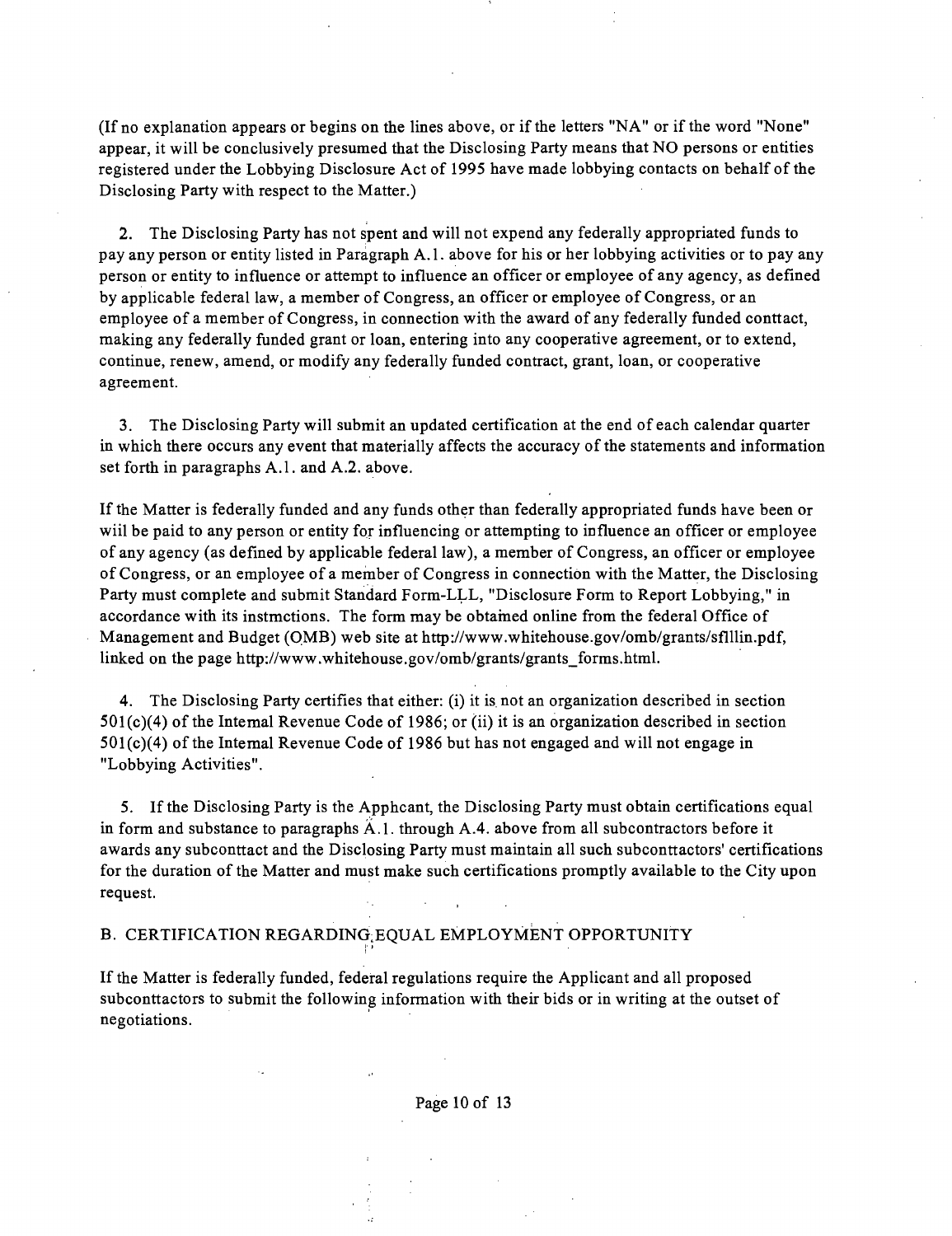(If no explanation appears or begins on the lines above, or if the letters "NA" or if the word "None" appear, it will be conclusively presumed that the Disclosing Party means that NO persons or entities registered under the Lobbying Disclosure Act of 1995 have made lobbying contacts on behalf of the Disclosing Party with respect to the Matter.)

2. The Disclosing Party has not spent and will not expend any federally appropriated funds to pay any person or entity listed in Paragraph A.1. above for his or her lobbying activities or to pay any person or entity to influence or attempt to influence an officer or employee of any agency, as defined by applicable federal law, a member of Congress, an officer or employee of Congress, or an employee of a member of Congress, in connection with the award of any federally funded conttact, making any federally funded grant or loan, entering into any cooperative agreement, or to extend, continue, renew, amend, or modify any federally funded contract, grant, loan, or cooperative agreement.

3. The Disclosing Party will submit an updated certification at the end of each calendar quarter in which there occurs any event that materially affects the accuracy of the statements and information set forth in paragraphs A.1. and A.2. above.

If the Matter is federally funded and any funds other than federally appropriated funds have been or wiil be paid to any person or entity for influencing or attempting to influence an officer or employee of any agency (as defined by applicable federal law), a member of Congress, an officer or employee of Congress, or an employee of a member of Congress in connection with the Matter, the Disclosing Party must complete and submit Standard Form-LLL, "Disclosure Form to Report Lobbying," in accordance with its instmctions. The form may be obtained online from the federal Office of Management and Budget (OMB) web site at http://www.whitehouse.gov/omb/grants/sflllin.pdf, linked on the page http://www.whitehouse.gov/omb/grants/grants_forms.html.

4. The Disclosing Party certifies that either: (i) it is not an organization described in section 501(c)(4) of the Intemal Revenue Code of 1986; or (ii) it is an organization described in section 501(c)(4) of the Intemal Revenue Code of 1986 but has not engaged and will not engage in "Lobbying Activities".

5. If the Disclosing Party is the Apphcant, the Disclosing Party must obtain certifications equal in form and substance to paragraphs A.1. through A.4. above from all subcontractors before it awards any subconttact and the Disclosing Party must maintain all such subconttactors' certifications for the duration of the Matter and must make such certifications promptly available to the City upon request.

B. CERTIFICATION REGARDING EQUAL EMPLOYMENT OPPORTUNITY

If the Matter is federally funded, federal regulations require the Applicant and all proposed subconttactors to submit the following information with their bids or in writing at the outset of negotiations.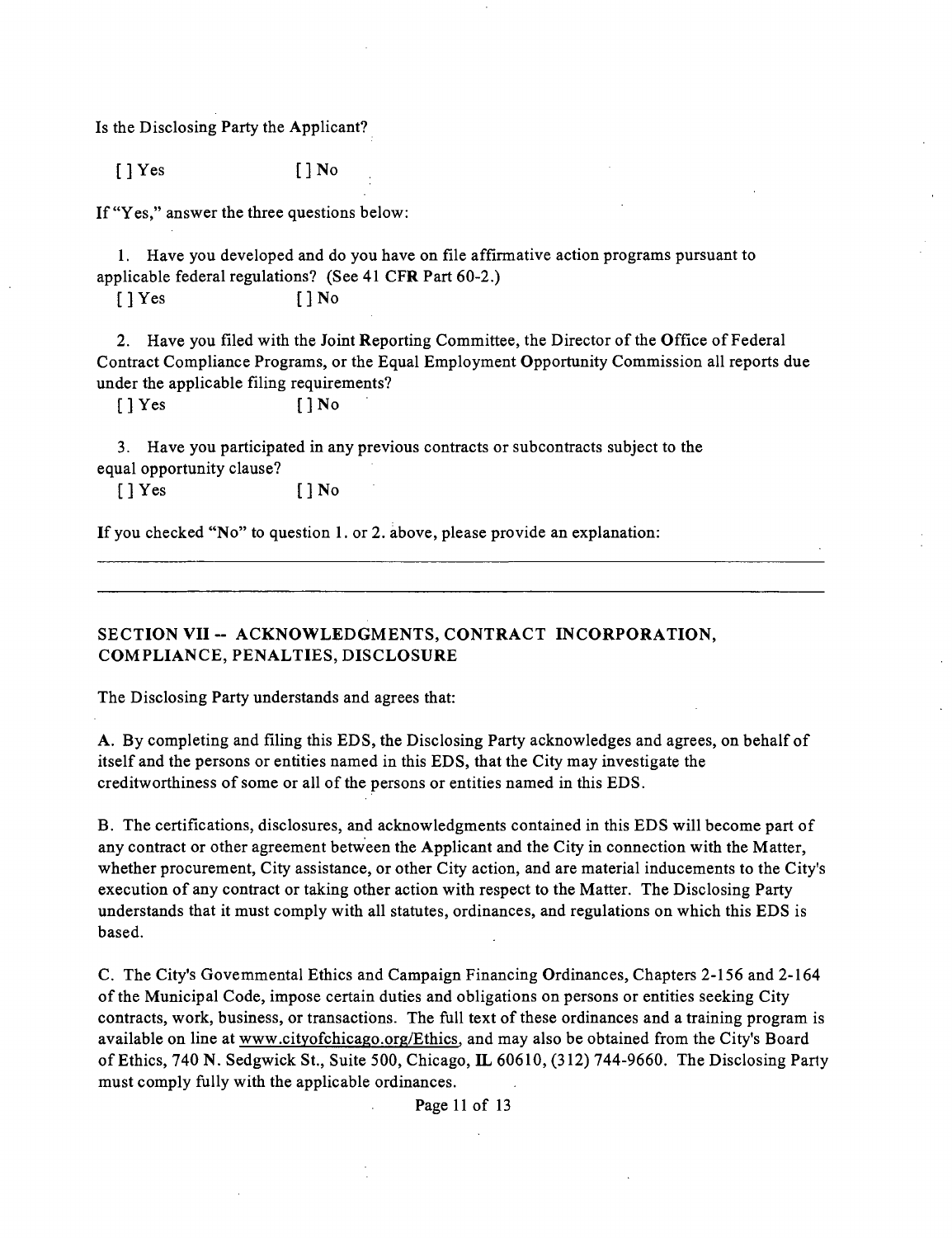Is the Disclosing Party the Applicant?

[ ] Yes [ ] No

If "Yes," answer the three questions below:

1. Have you developed and do you have on file affirmative action programs pursuant to applicable federal regulations? (See 41 CFR Part 60-2.)

[ ] Yes [ ] No

2. Have you filed with the Joint Reporting Committee, the Director of the Office of Federal Contract Compliance Programs, or the Equal Employment Opportunity Commission all reports due under the applicable filing requirements?

[ ] Yes [ ] No

3. Have you participated in any previous contracts or subcontracts subject to the equal opportunity clause?

[ ] Yes [ ] No

If you checked "No" to question 1. or 2. above, please provide an explanation:

______________________________________________________________________________

______________________________________________________________________________

## SECTION VII -- ACKNOWLEDGMENTS, CONTRACT INCORPORATION, COMPLIANCE, PENALTIES, DISCLOSURE

The Disclosing Party understands and agrees that:

A. By completing and filing this EDS, the Disclosing Party acknowledges and agrees, on behalf of itself and the persons or entities named in this EDS, that the City may investigate the creditworthiness of some or all of the persons or entities named in this EDS.

B. The certifications, disclosures, and acknowledgments contained in this EDS will become part of any contract or other agreement between the Applicant and the City in connection with the Matter, whether procurement, City assistance, or other City action, and are material inducements to the City's execution of any contract or taking other action with respect to the Matter. The Disclosing Party understands that it must comply with all statutes, ordinances, and regulations on which this EDS is based.

C. The City's Governmental Ethics and Campaign Financing Ordinances, Chapters 2-156 and 2-164 of the Municipal Code, impose certain duties and obligations on persons or entities seeking City contracts, work, business, or transactions. The full text of these ordinances and a training program is available on line at www.cityofchicago.org/Ethics, and may also be obtained from the City's Board of Ethics, 740 N. Sedgwick St., Suite 500, Chicago, IL 60610, (312) 744-9660. The Disclosing Party must comply fully with the applicable ordinances.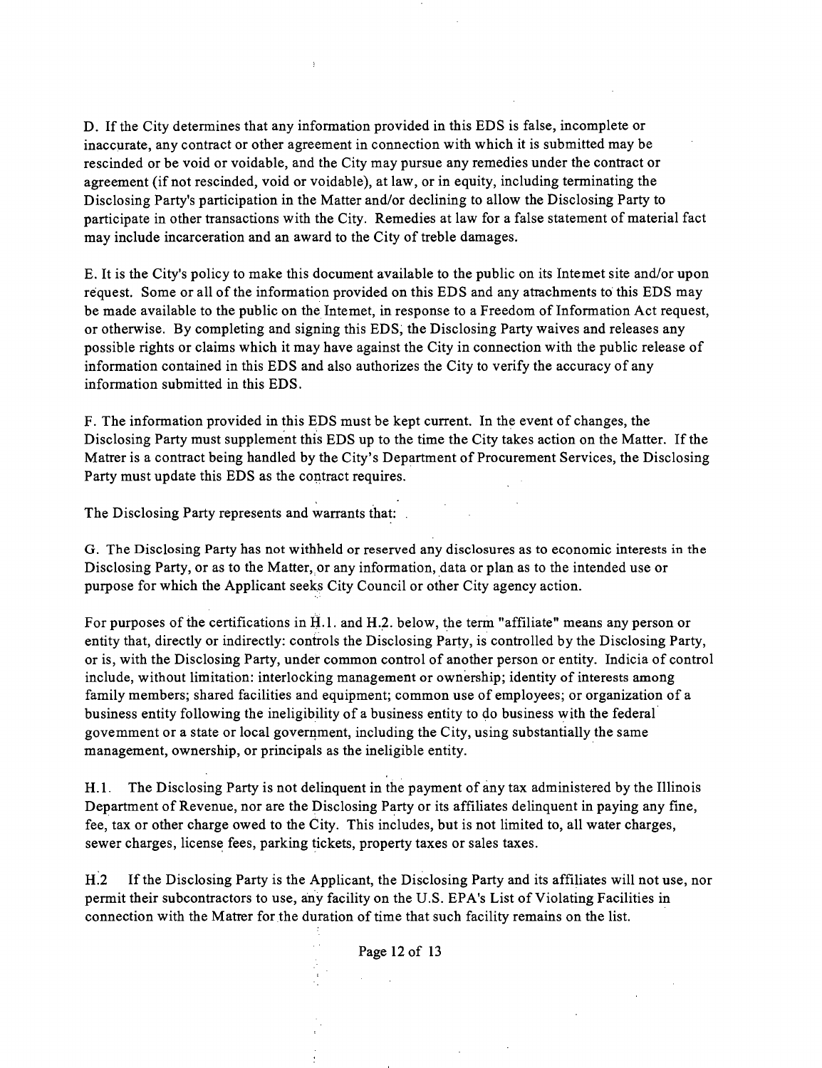D. If the City determines that any information provided in this EDS is false, incomplete or inaccurate, any contract or other agreement in connection with which it is submitted may be rescinded or be void or voidable, and the City may pursue any remedies under the contract or agreement (if not rescinded, void or voidable), at law, or in equity, including terminating the Disclosing Party's participation in the Matter and/or declining to allow the Disclosing Party to participate in other transactions with the City. Remedies at law for a false statement of material fact may include incarceration and an award to the City of treble damages.

E. It is the City's policy to make this document available to the public on its Intemet site and/or upon request. Some or all of the information provided on this EDS and any attachments to this EDS may be made available to the public on the Intemet, in response to a Freedom of Information Act request, or otherwise. By completing and signing this EDS, the Disclosing Party waives and releases any possible rights or claims which it may have against the City in connection with the public release of information contained in this EDS and also authorizes the City to verify the accuracy of any information submitted in this EDS.

F. The information provided in this EDS must be kept current. In the event of changes, the Disclosing Party must supplement this EDS up to the time the City takes action on the Matter. If the Matrer is a contract being handled by the City's Department of Procurement Services, the Disclosing Party must update this EDS as the contract requires.

The Disclosing Party represents and warrants that:

G. The Disclosing Party has not withheld or reserved any disclosures as to economic interests in the Disclosing Party, or as to the Matter, or any information, data or plan as to the intended use or purpose for which the Applicant seeks City Council or other City agency action.

For purposes of the certifications in H.1. and H.2. below, the term "affiliate" means any person or entity that, directly or indirectly: controls the Disclosing Party, is controlled by the Disclosing Party, or is, with the Disclosing Party, under common control of another person or entity. Indicia of control include, without limitation: interlocking management or ownership; identity of interests among family members; shared facilities and equipment; common use of employees; or organization of a business entity following the ineligibility of a business entity to do business with the federal govemment or a state or local government, including the City, using substantially the same management, ownership, or principals as the ineligible entity.

H.1. The Disclosing Party is not delinquent in the payment of any tax administered by the Illinois Department of Revenue, nor are the Disclosing Party or its affiliates delinquent in paying any fine, fee, tax or other charge owed to the City. This includes, but is not limited to, all water charges, sewer charges, license fees, parking tickets, property taxes or sales taxes.

H.2 If the Disclosing Party is the Applicant, the Disclosing Party and its affiliates will not use, nor permit their subcontractors to use, any facility on the U.S. EPA's List of Violating Facilities in connection with the Matrer for the duration of time that such facility remains on the list.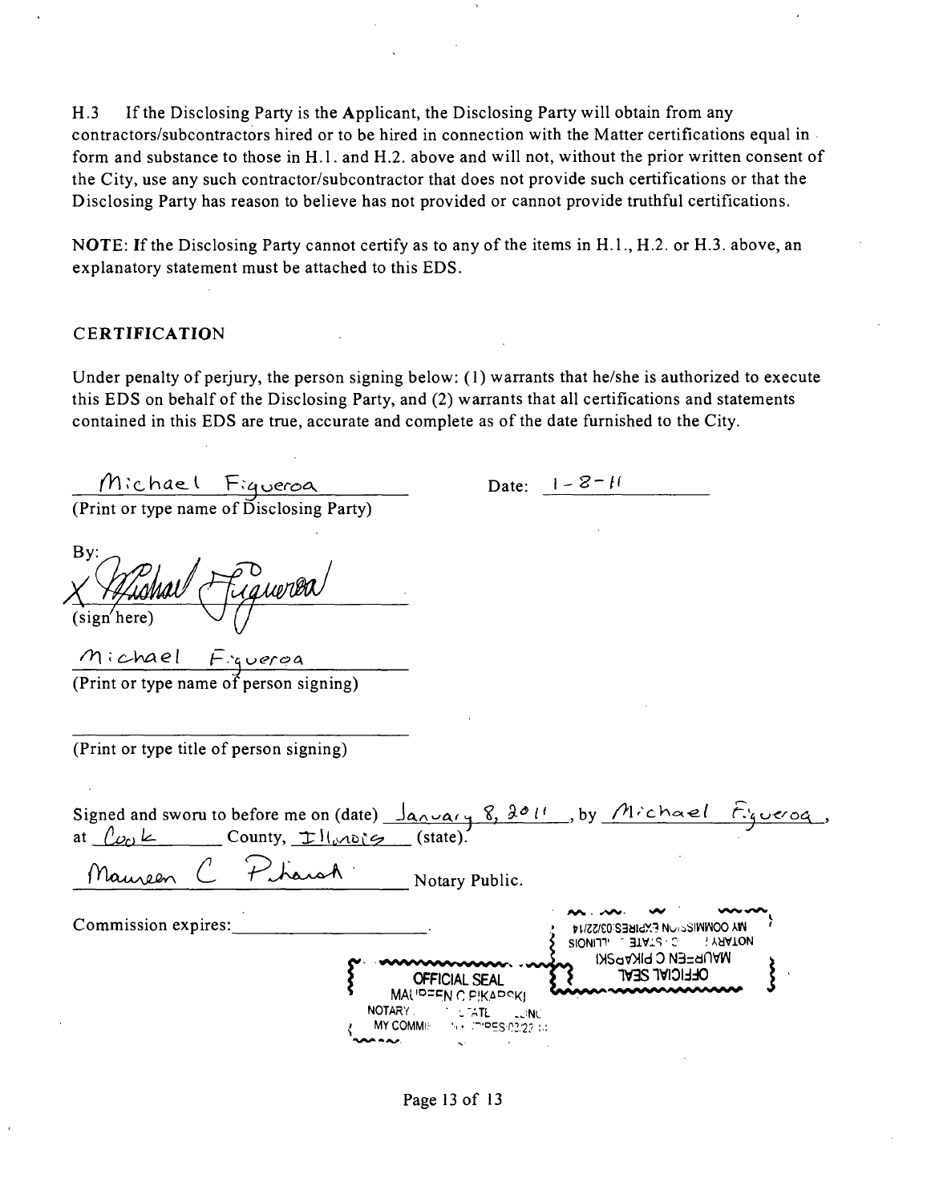H.3 If the Disclosing Party is the Applicant, the Disclosing Party will obtain from any contractors/subcontractors hired or to be hired in connection with the Matter certifications equal in form and substance to those in H.1. and H.2. above and will not, without the prior written consent of the City, use any such contractor/subcontractor that does not provide such certifications or that the Disclosing Party has reason to believe has not provided or cannot provide truthful certifications.

NOTE: If the Disclosing Party cannot certify as to any of the items in H.1., H.2. or H.3. above, an explanatory statement must be attached to this EDS.

## CERTIFICATION

Under penalty of perjury, the person signing below: (1) warrants that he/she is authorized to execute this EDS on behalf of the Disclosing Party, and (2) warrants that all certifications and statements contained in this EDS are true, accurate and complete as of the date furnished to the City.

Michael Figueroa
(Print or type name of Disclosing Party)

Date: 1-8-11

By: Michael Figueroa
(sign here)

Michael Figueroa
(Print or type name of person signing)

(Print or type title of person signing)

Signed and sworn to before me on (date) January 8, 2011, by Michael Figueroa, at Cook County, Illinois (state).

Maureen C Pikarsk Notary Public.

Commission expires: ____________.

OFFICIAL SEAL
MAUREEN C PIKARSKI
NOTARY PUBLIC - STATE OF ILLINOIS
MY COMMISSION EXPIRES:03/22/14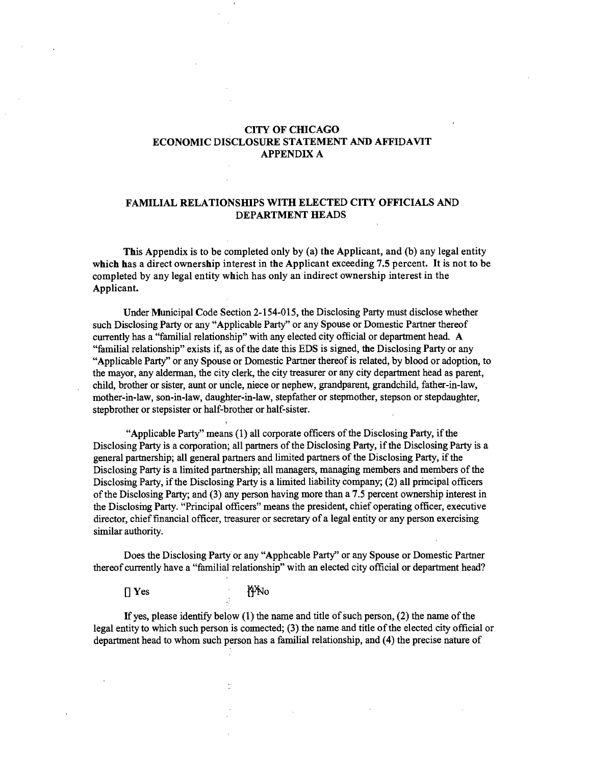## CITY OF CHICAGO
## ECONOMIC DISCLOSURE STATEMENT AND AFFIDAVIT
## APPENDIX A

### FAMILIAL RELATIONSHIPS WITH ELECTED CITY OFFICIALS AND DEPARTMENT HEADS

**This Appendix is to be completed only by (a) the Applicant, and (b) any legal entity which has a direct ownership interest in the Applicant exceeding 7.5 percent. It is not to be completed by any legal entity which has only an indirect ownership interest in the Applicant.**

Under Municipal Code Section 2-154-015, the Disclosing Party must disclose whether such Disclosing Party or any "Applicable Party" or any Spouse or Domestic Partner thereof currently has a "familial relationship" with any elected city official or department head. A "familial relationship" exists if, as of the date this EDS is signed, the Disclosing Party or any "Applicable Party" or any Spouse or Domestic Partner thereof is related, by blood or adoption, to the mayor, any alderman, the city clerk, the city treasurer or any city department head as parent, child, brother or sister, aunt or uncle, niece or nephew, grandparent, grandchild, father-in-law, mother-in-law, son-in-law, daughter-in-law, stepfather or stepmother, stepson or stepdaughter, stepbrother or stepsister or half-brother or half-sister.

"Applicable Party" means (1) all corporate officers of the Disclosing Party, if the Disclosing Party is a corporation; all partners of the Disclosing Party, if the Disclosing Party is a general partnership; all general partners and limited partners of the Disclosing Party, if the Disclosing Party is a limited partnership; all managers, managing members and members of the Disclosing Party, if the Disclosing Party is a limited liability company; (2) all principal officers of the Disclosing Party; and (3) any person having more than a 7.5 percent ownership interest in the Disclosing Party. "Principal officers" means the president, chief operating officer, executive director, chief financial officer, treasurer or secretary of a legal entity or any person exercising similar authority.

Does the Disclosing Party or any "Applicable Party" or any Spouse or Domestic Partner thereof currently have a "familial relationship" with an elected city official or department head?

[] Yes [X] No

If yes, please identify below (1) the name and title of such person, (2) the name of the legal entity to which such person is connected; (3) the name and title of the elected city official or department head to whom such person has a familial relationship, and (4) the precise nature of